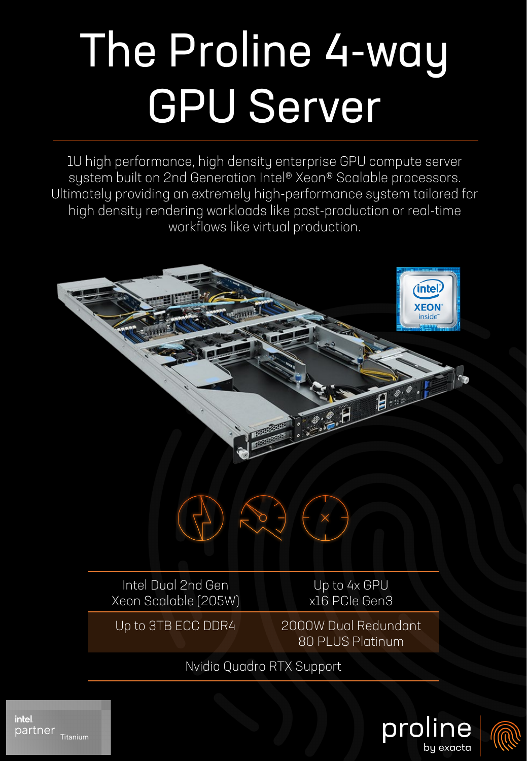# The Proline 4-way GPU Server

1U high performance, high density enterprise GPU compute server system built on 2nd Generation Intel® Xeon® Scalable processors. Ultimately providing an extremely high-performance system tailored for high density rendering workloads like post-production or real-time workflows like virtual production.

| Intel Dual 2nd Gen Xeon Scalable (205W) | Up to 4x GPU x16 PCIe Gen3 |
|---|---|
| Up to 3TB ECC DDR4 | 2000W Dual Redundant 80 PLUS Platinum |

Nvidia Quadro RTX Support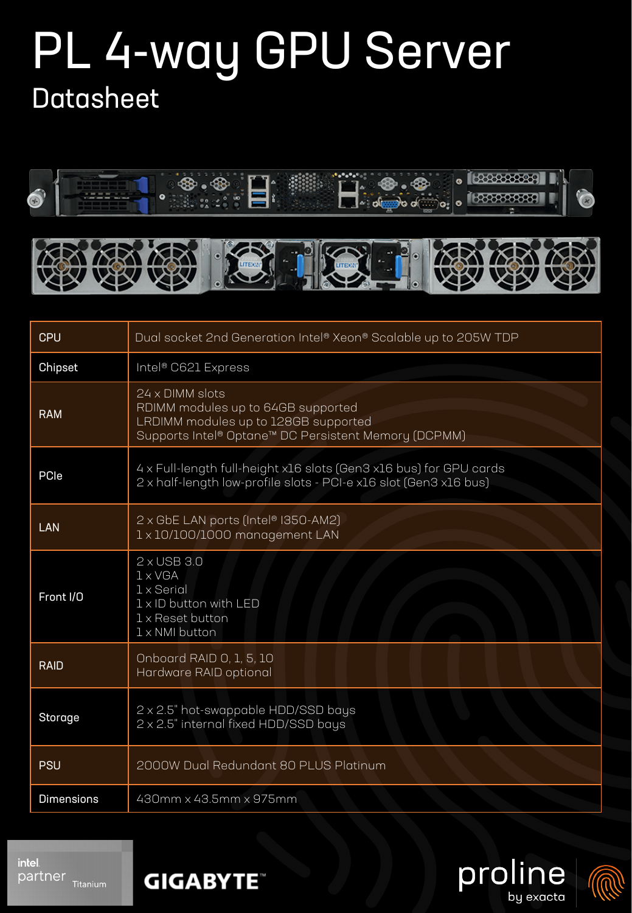# PL 4-way GPU Server

## Datasheet

| | |
|---|---|
| CPU | Dual socket 2nd Generation Intel® Xeon® Scalable up to 205W TDP |
| Chipset | Intel® C621 Express |
| RAM | 24 x DIMM slots<br>RDIMM modules up to 64GB supported<br>LRDIMM modules up to 128GB supported<br>Supports Intel® Optane™ DC Persistent Memory (DCPMM) |
| PCIe | 4 x Full-length full-height x16 slots (Gen3 x16 bus) for GPU cards<br>2 x half-length low-profile slots - PCI-e x16 slot (Gen3 x16 bus) |
| LAN | 2 x GbE LAN ports (Intel® I350-AM2)<br>1 x 10/100/1000 management LAN |
| Front I/O | 2 x USB 3.0<br>1 x VGA<br>1 x Serial<br>1 x ID button with LED<br>1 x Reset button<br>1 x NMI button |
| RAID | Onboard RAID 0, 1, 5, 10<br>Hardware RAID optional |
| Storage | 2 x 2.5" hot-swappable HDD/SSD bays<br>2 x 2.5" internal fixed HDD/SSD bays |
| PSU | 2000W Dual Redundant 80 PLUS Platinum |
| Dimensions | 430mm x 43.5mm x 975mm |

intel partner Titanium

GIGABYTE™

proline by exacta